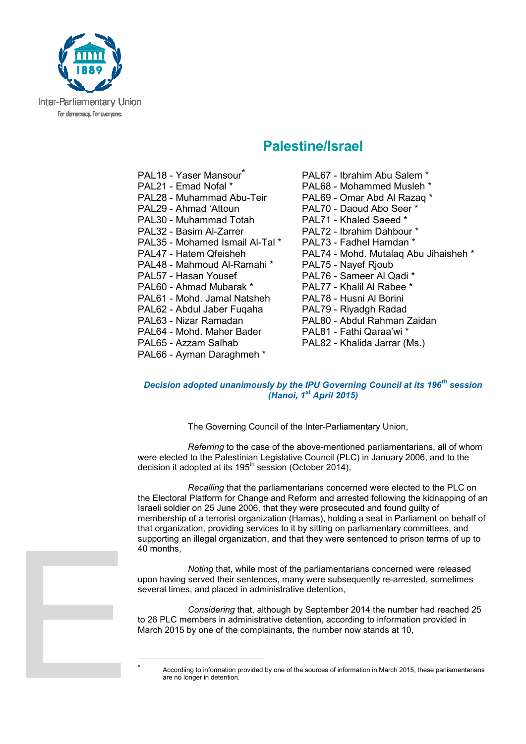Inter-Parliamentary Union

For democracy. For everyone.

# Palestine/Israel

PAL18 - Yaser Mansour*
PAL21 - Emad Nofal *
PAL28 - Muhammad Abu-Teir
PAL29 - Ahmad 'Attoun
PAL30 - Muhammad Totah
PAL32 - Basim Al-Zarrer
PAL35 - Mohamed Ismail Al-Tal *
PAL47 - Hatem Qfeisheh
PAL48 - Mahmoud Al-Ramahi *
PAL57 - Hasan Yousef
PAL60 - Ahmad Mubarak *
PAL61 - Mohd. Jamal Natsheh
PAL62 - Abdul Jaber Fuqaha
PAL63 - Nizar Ramadan
PAL64 - Mohd. Maher Bader
PAL65 - Azzam Salhab
PAL66 - Ayman Daraghmeh *
PAL67 - Ibrahim Abu Salem *
PAL68 - Mohammed Musleh *
PAL69 - Omar Abd Al Razaq *
PAL70 - Daoud Abo Seer *
PAL71 - Khaled Saeed *
PAL72 - Ibrahim Dahbour *
PAL73 - Fadhel Hamdan *
PAL74 - Mohd. Mutalaq Abu Jihaisheh *
PAL75 - Nayef Rjoub
PAL76 - Sameer Al Qadi *
PAL77 - Khalil Al Rabee *
PAL78 - Husni Al Borini
PAL79 - Riyadgh Radad
PAL80 - Abdul Rahman Zaidan
PAL81 - Fathi Qaraa'wi *
PAL82 - Khalida Jarrar (Ms.)

***Decision adopted unanimously by the IPU Governing Council at its 196th session (Hanoi, 1st April 2015)***

The Governing Council of the Inter-Parliamentary Union,

*Referring* to the case of the above-mentioned parliamentarians, all of whom were elected to the Palestinian Legislative Council (PLC) in January 2006, and to the decision it adopted at its 195th session (October 2014),

*Recalling* that the parliamentarians concerned were elected to the PLC on the Electoral Platform for Change and Reform and arrested following the kidnapping of an Israeli soldier on 25 June 2006, that they were prosecuted and found guilty of membership of a terrorist organization (Hamas), holding a seat in Parliament on behalf of that organization, providing services to it by sitting on parliamentary committees, and supporting an illegal organization, and that they were sentenced to prison terms of up to 40 months,

*Noting* that, while most of the parliamentarians concerned were released upon having served their sentences, many were subsequently re-arrested, sometimes several times, and placed in administrative detention,

*Considering* that, although by September 2014 the number had reached 25 to 26 PLC members in administrative detention, according to information provided in March 2015 by one of the complainants, the number now stands at 10,

---

\* Accordiing to information provided by one of the sources of information in March 2015, these parliamentarians are no longer in detention.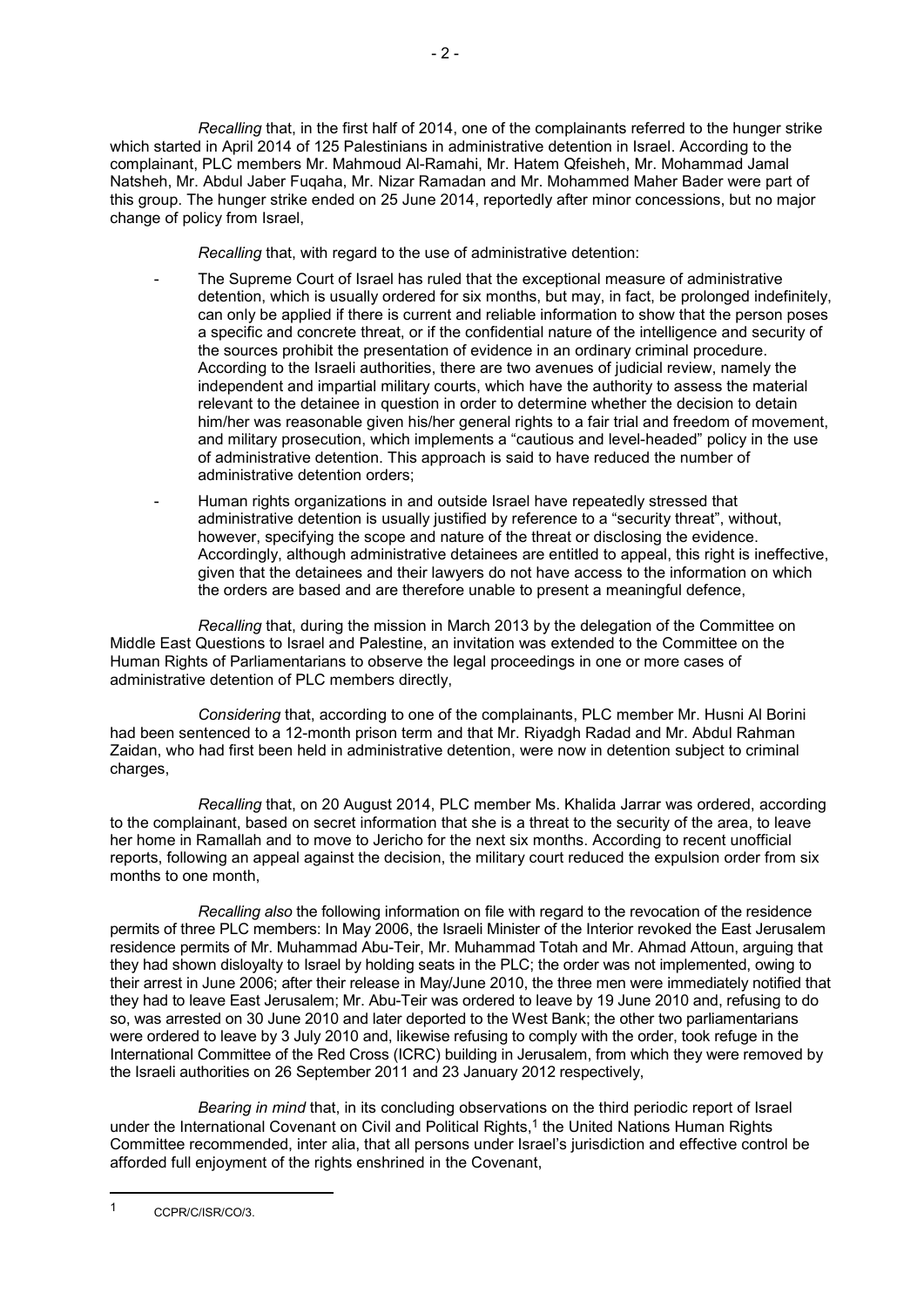*Recalling* that, in the first half of 2014, one of the complainants referred to the hunger strike which started in April 2014 of 125 Palestinians in administrative detention in Israel. According to the complainant, PLC members Mr. Mahmoud Al-Ramahi, Mr. Hatem Qfeisheh, Mr. Mohammad Jamal Natsheh, Mr. Abdul Jaber Fuqaha, Mr. Nizar Ramadan and Mr. Mohammed Maher Bader were part of this group. The hunger strike ended on 25 June 2014, reportedly after minor concessions, but no major change of policy from Israel,

*Recalling* that, with regard to the use of administrative detention:

- The Supreme Court of Israel has ruled that the exceptional measure of administrative detention, which is usually ordered for six months, but may, in fact, be prolonged indefinitely, can only be applied if there is current and reliable information to show that the person poses a specific and concrete threat, or if the confidential nature of the intelligence and security of the sources prohibit the presentation of evidence in an ordinary criminal procedure. According to the Israeli authorities, there are two avenues of judicial review, namely the independent and impartial military courts, which have the authority to assess the material relevant to the detainee in question in order to determine whether the decision to detain him/her was reasonable given his/her general rights to a fair trial and freedom of movement, and military prosecution, which implements a "cautious and level-headed" policy in the use of administrative detention. This approach is said to have reduced the number of administrative detention orders;
- Human rights organizations in and outside Israel have repeatedly stressed that administrative detention is usually justified by reference to a "security threat", without, however, specifying the scope and nature of the threat or disclosing the evidence. Accordingly, although administrative detainees are entitled to appeal, this right is ineffective, given that the detainees and their lawyers do not have access to the information on which the orders are based and are therefore unable to present a meaningful defence,

*Recalling* that, during the mission in March 2013 by the delegation of the Committee on Middle East Questions to Israel and Palestine, an invitation was extended to the Committee on the Human Rights of Parliamentarians to observe the legal proceedings in one or more cases of administrative detention of PLC members directly,

*Considering* that, according to one of the complainants, PLC member Mr. Husni Al Borini had been sentenced to a 12-month prison term and that Mr. Riyadgh Radad and Mr. Abdul Rahman Zaidan, who had first been held in administrative detention, were now in detention subject to criminal charges,

*Recalling* that, on 20 August 2014, PLC member Ms. Khalida Jarrar was ordered, according to the complainant, based on secret information that she is a threat to the security of the area, to leave her home in Ramallah and to move to Jericho for the next six months. According to recent unofficial reports, following an appeal against the decision, the military court reduced the expulsion order from six months to one month,

*Recalling also* the following information on file with regard to the revocation of the residence permits of three PLC members: In May 2006, the Israeli Minister of the Interior revoked the East Jerusalem residence permits of Mr. Muhammad Abu-Teir, Mr. Muhammad Totah and Mr. Ahmad Attoun, arguing that they had shown disloyalty to Israel by holding seats in the PLC; the order was not implemented, owing to their arrest in June 2006; after their release in May/June 2010, the three men were immediately notified that they had to leave East Jerusalem; Mr. Abu-Teir was ordered to leave by 19 June 2010 and, refusing to do so, was arrested on 30 June 2010 and later deported to the West Bank; the other two parliamentarians were ordered to leave by 3 July 2010 and, likewise refusing to comply with the order, took refuge in the International Committee of the Red Cross (ICRC) building in Jerusalem, from which they were removed by the Israeli authorities on 26 September 2011 and 23 January 2012 respectively,

*Bearing in mind* that, in its concluding observations on the third periodic report of Israel under the International Covenant on Civil and Political Rights,[1] the United Nations Human Rights Committee recommended, inter alia, that all persons under Israel's jurisdiction and effective control be afforded full enjoyment of the rights enshrined in the Covenant,

---

[1] CCPR/C/ISR/CO/3.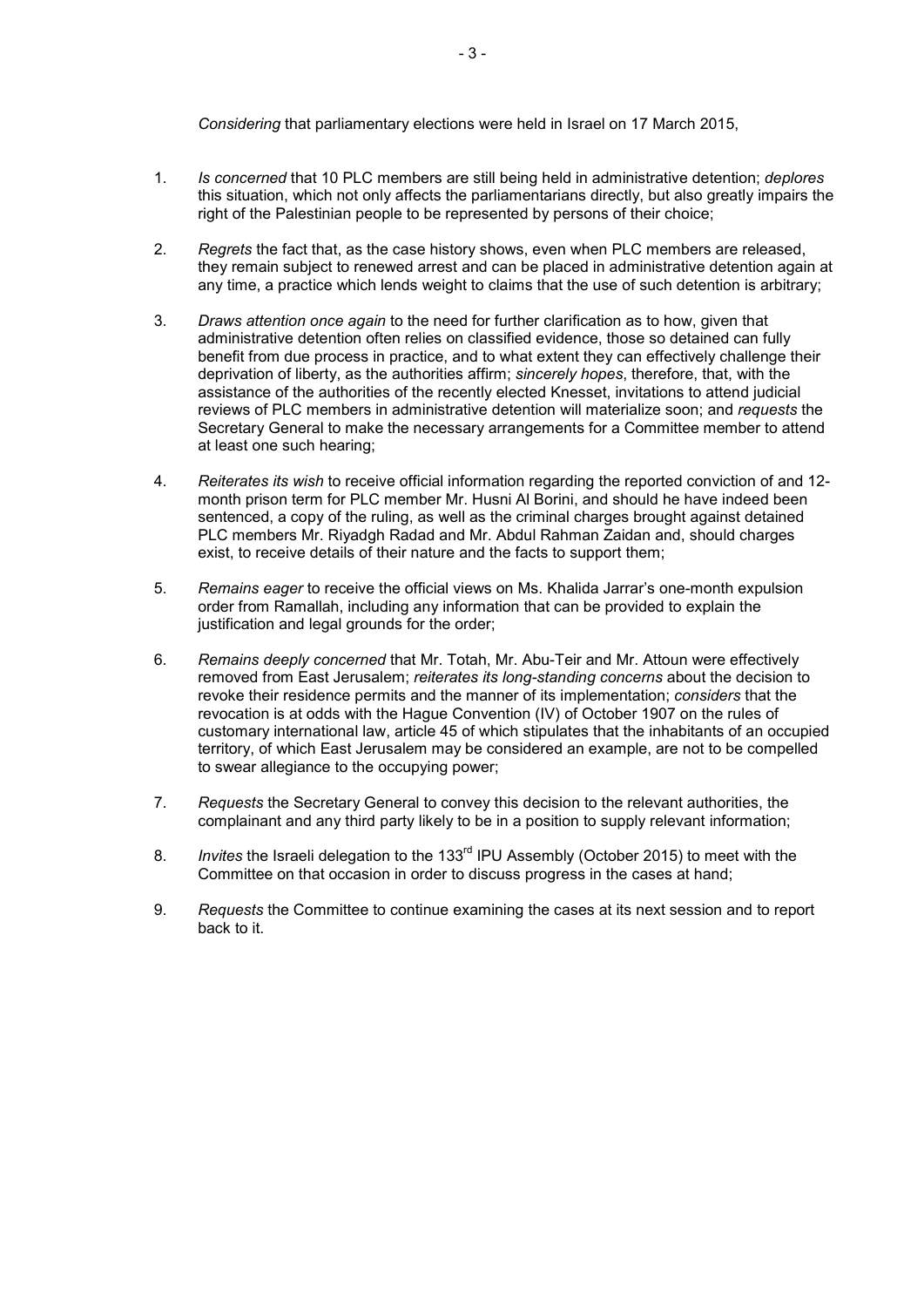*Considering* that parliamentary elections were held in Israel on 17 March 2015,

1. *Is concerned* that 10 PLC members are still being held in administrative detention; *deplores* this situation, which not only affects the parliamentarians directly, but also greatly impairs the right of the Palestinian people to be represented by persons of their choice;

2. *Regrets* the fact that, as the case history shows, even when PLC members are released, they remain subject to renewed arrest and can be placed in administrative detention again at any time, a practice which lends weight to claims that the use of such detention is arbitrary;

3. *Draws attention once again* to the need for further clarification as to how, given that administrative detention often relies on classified evidence, those so detained can fully benefit from due process in practice, and to what extent they can effectively challenge their deprivation of liberty, as the authorities affirm; *sincerely hopes*, therefore, that, with the assistance of the authorities of the recently elected Knesset, invitations to attend judicial reviews of PLC members in administrative detention will materialize soon; and *requests* the Secretary General to make the necessary arrangements for a Committee member to attend at least one such hearing;

4. *Reiterates its wish* to receive official information regarding the reported conviction of and 12-month prison term for PLC member Mr. Husni Al Borini, and should he have indeed been sentenced, a copy of the ruling, as well as the criminal charges brought against detained PLC members Mr. Riyadgh Radad and Mr. Abdul Rahman Zaidan and, should charges exist, to receive details of their nature and the facts to support them;

5. *Remains eager* to receive the official views on Ms. Khalida Jarrar's one-month expulsion order from Ramallah, including any information that can be provided to explain the justification and legal grounds for the order;

6. *Remains deeply concerned* that Mr. Totah, Mr. Abu-Teir and Mr. Attoun were effectively removed from East Jerusalem; *reiterates its long-standing concerns* about the decision to revoke their residence permits and the manner of its implementation; *considers* that the revocation is at odds with the Hague Convention (IV) of October 1907 on the rules of customary international law, article 45 of which stipulates that the inhabitants of an occupied territory, of which East Jerusalem may be considered an example, are not to be compelled to swear allegiance to the occupying power;

7. *Requests* the Secretary General to convey this decision to the relevant authorities, the complainant and any third party likely to be in a position to supply relevant information;

8. *Invites* the Israeli delegation to the 133rd IPU Assembly (October 2015) to meet with the Committee on that occasion in order to discuss progress in the cases at hand;

9. *Requests* the Committee to continue examining the cases at its next session and to report back to it.